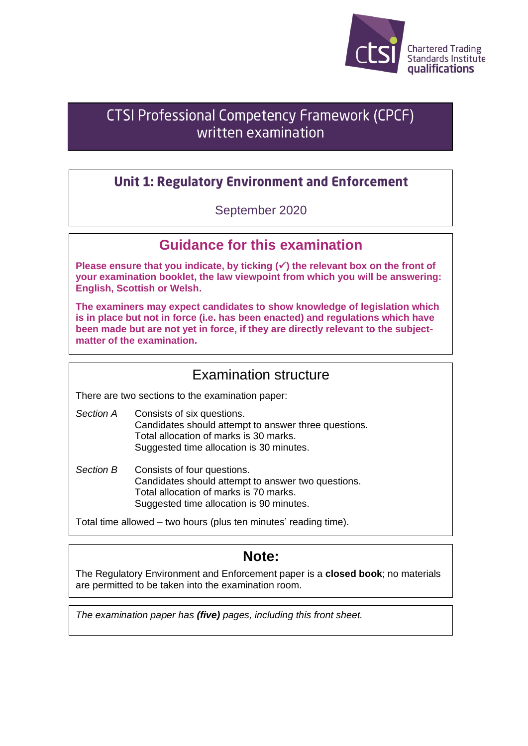Chartered Trading Standards Institute qualifications

# CTSI Professional Competency Framework (CPCF) written examination

## Unit 1: Regulatory Environment and Enforcement

September 2020

## Guidance for this examination

**Please ensure that you indicate, by ticking (✓) the relevant box on the front of your examination booklet, the law viewpoint from which you will be answering: English, Scottish or Welsh.**

**The examiners may expect candidates to show knowledge of legislation which is in place but not in force (i.e. has been enacted) and regulations which have been made but are not yet in force, if they are directly relevant to the subject-matter of the examination.**

## Examination structure

There are two sections to the examination paper:

*Section A* Consists of six questions.
Candidates should attempt to answer three questions.
Total allocation of marks is 30 marks.
Suggested time allocation is 30 minutes.

*Section B* Consists of four questions.
Candidates should attempt to answer two questions.
Total allocation of marks is 70 marks.
Suggested time allocation is 90 minutes.

Total time allowed – two hours (plus ten minutes' reading time).

## Note:

The Regulatory Environment and Enforcement paper is a **closed book**; no materials are permitted to be taken into the examination room.

*The examination paper has **(five)** pages, including this front sheet.*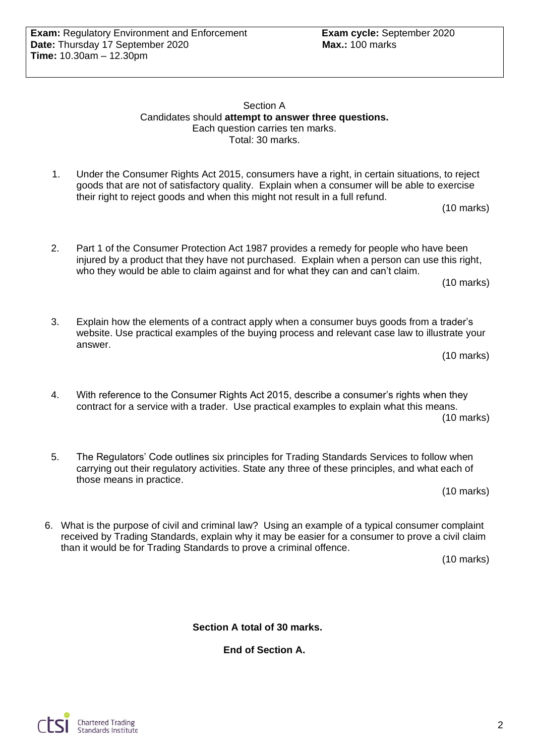**Exam:** Regulatory Environment and Enforcement
**Date:** Thursday 17 September 2020
**Time:** 10.30am – 12.30pm

**Exam cycle:** September 2020
**Max.:** 100 marks

Section A
Candidates should **attempt to answer three questions.**
Each question carries ten marks.
Total: 30 marks.

1. Under the Consumer Rights Act 2015, consumers have a right, in certain situations, to reject goods that are not of satisfactory quality. Explain when a consumer will be able to exercise their right to reject goods and when this might not result in a full refund.

   (10 marks)

2. Part 1 of the Consumer Protection Act 1987 provides a remedy for people who have been injured by a product that they have not purchased. Explain when a person can use this right, who they would be able to claim against and for what they can and can't claim.

   (10 marks)

3. Explain how the elements of a contract apply when a consumer buys goods from a trader's website. Use practical examples of the buying process and relevant case law to illustrate your answer.

   (10 marks)

4. With reference to the Consumer Rights Act 2015, describe a consumer's rights when they contract for a service with a trader. Use practical examples to explain what this means.

   (10 marks)

5. The Regulators' Code outlines six principles for Trading Standards Services to follow when carrying out their regulatory activities. State any three of these principles, and what each of those means in practice.

   (10 marks)

6. What is the purpose of civil and criminal law? Using an example of a typical consumer complaint received by Trading Standards, explain why it may be easier for a consumer to prove a civil claim than it would be for Trading Standards to prove a criminal offence.

   (10 marks)

**Section A total of 30 marks.**

**End of Section A.**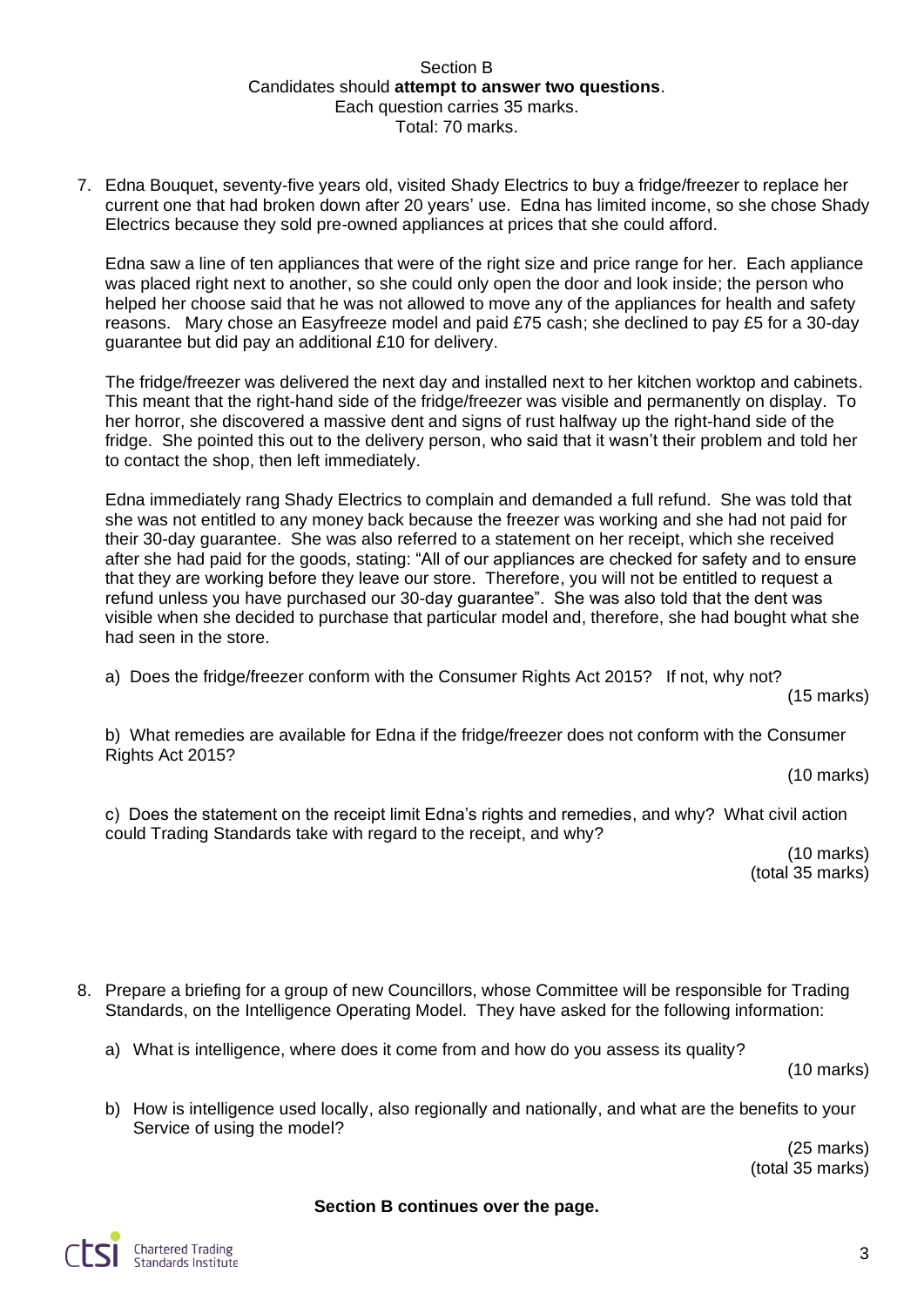Section B

Candidates should **attempt to answer two questions**.

Each question carries 35 marks.

Total: 70 marks.

7. Edna Bouquet, seventy-five years old, visited Shady Electrics to buy a fridge/freezer to replace her current one that had broken down after 20 years' use. Edna has limited income, so she chose Shady Electrics because they sold pre-owned appliances at prices that she could afford.

   Edna saw a line of ten appliances that were of the right size and price range for her. Each appliance was placed right next to another, so she could only open the door and look inside; the person who helped her choose said that he was not allowed to move any of the appliances for health and safety reasons. Mary chose an Easyfreeze model and paid £75 cash; she declined to pay £5 for a 30-day guarantee but did pay an additional £10 for delivery.

   The fridge/freezer was delivered the next day and installed next to her kitchen worktop and cabinets. This meant that the right-hand side of the fridge/freezer was visible and permanently on display. To her horror, she discovered a massive dent and signs of rust halfway up the right-hand side of the fridge. She pointed this out to the delivery person, who said that it wasn't their problem and told her to contact the shop, then left immediately.

   Edna immediately rang Shady Electrics to complain and demanded a full refund. She was told that she was not entitled to any money back because the freezer was working and she had not paid for their 30-day guarantee. She was also referred to a statement on her receipt, which she received after she had paid for the goods, stating: "All of our appliances are checked for safety and to ensure that they are working before they leave our store. Therefore, you will not be entitled to request a refund unless you have purchased our 30-day guarantee". She was also told that the dent was visible when she decided to purchase that particular model and, therefore, she had bought what she had seen in the store.

   a) Does the fridge/freezer conform with the Consumer Rights Act 2015? If not, why not?

   (15 marks)

   b) What remedies are available for Edna if the fridge/freezer does not conform with the Consumer Rights Act 2015?

   (10 marks)

   c) Does the statement on the receipt limit Edna's rights and remedies, and why? What civil action could Trading Standards take with regard to the receipt, and why?

   (10 marks)
   (total 35 marks)

8. Prepare a briefing for a group of new Councillors, whose Committee will be responsible for Trading Standards, on the Intelligence Operating Model. They have asked for the following information:

   a) What is intelligence, where does it come from and how do you assess its quality?

   (10 marks)

   b) How is intelligence used locally, also regionally and nationally, and what are the benefits to your Service of using the model?

   (25 marks)
   (total 35 marks)

**Section B continues over the page.**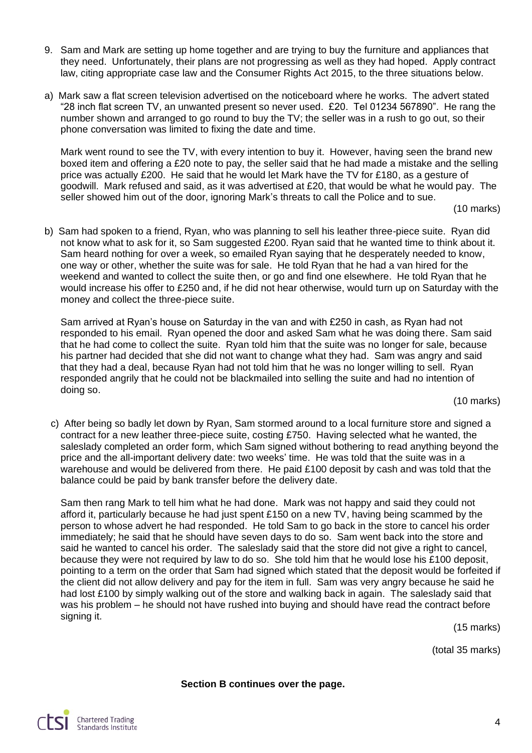9. Sam and Mark are setting up home together and are trying to buy the furniture and appliances that they need. Unfortunately, their plans are not progressing as well as they had hoped. Apply contract law, citing appropriate case law and the Consumer Rights Act 2015, to the three situations below.

a) Mark saw a flat screen television advertised on the noticeboard where he works. The advert stated "28 inch flat screen TV, an unwanted present so never used. £20. Tel 01234 567890". He rang the number shown and arranged to go round to buy the TV; the seller was in a rush to go out, so their phone conversation was limited to fixing the date and time.

   Mark went round to see the TV, with every intention to buy it. However, having seen the brand new boxed item and offering a £20 note to pay, the seller said that he had made a mistake and the selling price was actually £200. He said that he would let Mark have the TV for £180, as a gesture of goodwill. Mark refused and said, as it was advertised at £20, that would be what he would pay. The seller showed him out of the door, ignoring Mark's threats to call the Police and to sue.

   (10 marks)

b) Sam had spoken to a friend, Ryan, who was planning to sell his leather three-piece suite. Ryan did not know what to ask for it, so Sam suggested £200. Ryan said that he wanted time to think about it. Sam heard nothing for over a week, so emailed Ryan saying that he desperately needed to know, one way or other, whether the suite was for sale. He told Ryan that he had a van hired for the weekend and wanted to collect the suite then, or go and find one elsewhere. He told Ryan that he would increase his offer to £250 and, if he did not hear otherwise, would turn up on Saturday with the money and collect the three-piece suite.

   Sam arrived at Ryan's house on Saturday in the van and with £250 in cash, as Ryan had not responded to his email. Ryan opened the door and asked Sam what he was doing there. Sam said that he had come to collect the suite. Ryan told him that the suite was no longer for sale, because his partner had decided that she did not want to change what they had. Sam was angry and said that they had a deal, because Ryan had not told him that he was no longer willing to sell. Ryan responded angrily that he could not be blackmailed into selling the suite and had no intention of doing so.

   (10 marks)

c) After being so badly let down by Ryan, Sam stormed around to a local furniture store and signed a contract for a new leather three-piece suite, costing £750. Having selected what he wanted, the saleslady completed an order form, which Sam signed without bothering to read anything beyond the price and the all-important delivery date: two weeks' time. He was told that the suite was in a warehouse and would be delivered from there. He paid £100 deposit by cash and was told that the balance could be paid by bank transfer before the delivery date.

   Sam then rang Mark to tell him what he had done. Mark was not happy and said they could not afford it, particularly because he had just spent £150 on a new TV, having being scammed by the person to whose advert he had responded. He told Sam to go back in the store to cancel his order immediately; he said that he should have seven days to do so. Sam went back into the store and said he wanted to cancel his order. The saleslady said that the store did not give a right to cancel, because they were not required by law to do so. She told him that he would lose his £100 deposit, pointing to a term on the order that Sam had signed which stated that the deposit would be forfeited if the client did not allow delivery and pay for the item in full. Sam was very angry because he said he had lost £100 by simply walking out of the store and walking back in again. The saleslady said that was his problem – he should not have rushed into buying and should have read the contract before signing it.

   (15 marks)

(total 35 marks)

**Section B continues over the page.**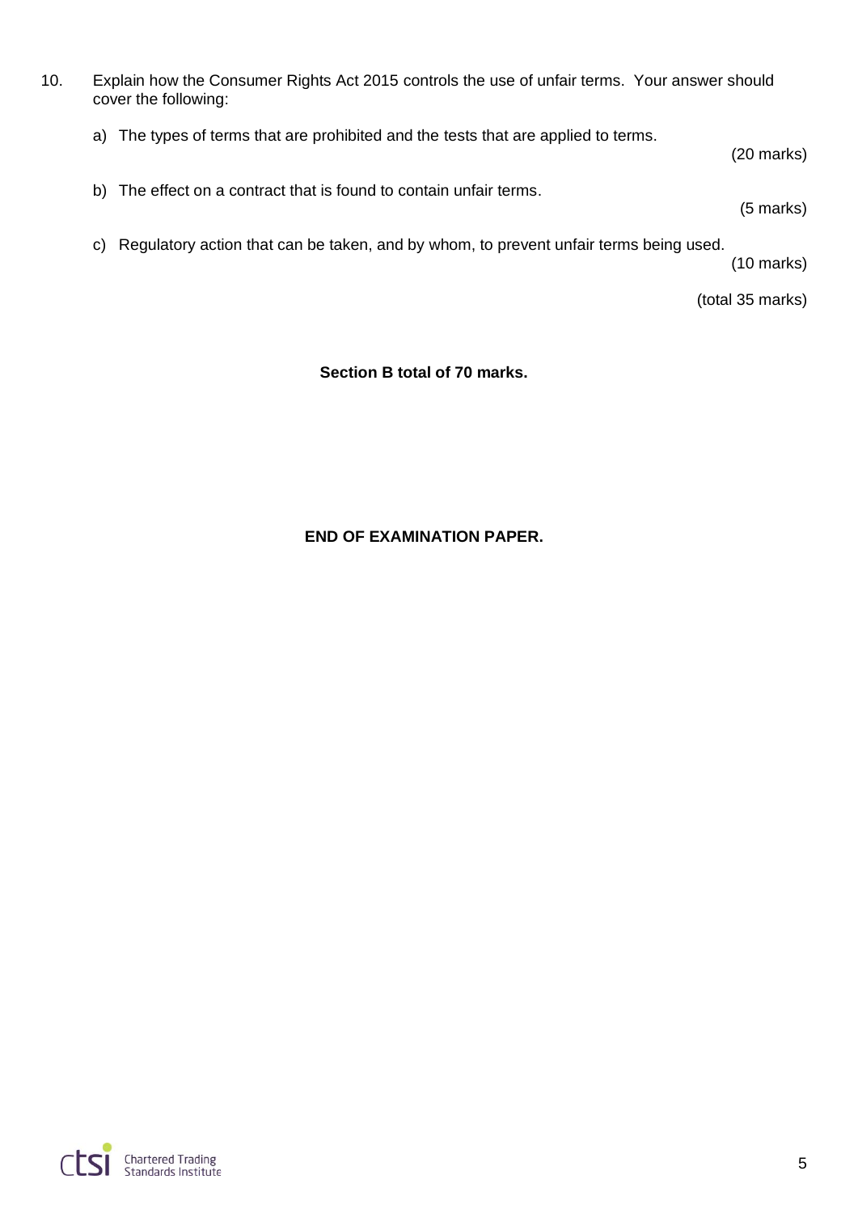10. Explain how the Consumer Rights Act 2015 controls the use of unfair terms. Your answer should cover the following:

    a) The types of terms that are prohibited and the tests that are applied to terms. (20 marks)

    b) The effect on a contract that is found to contain unfair terms. (5 marks)

    c) Regulatory action that can be taken, and by whom, to prevent unfair terms being used. (10 marks)

    (total 35 marks)

**Section B total of 70 marks.**

**END OF EXAMINATION PAPER.**